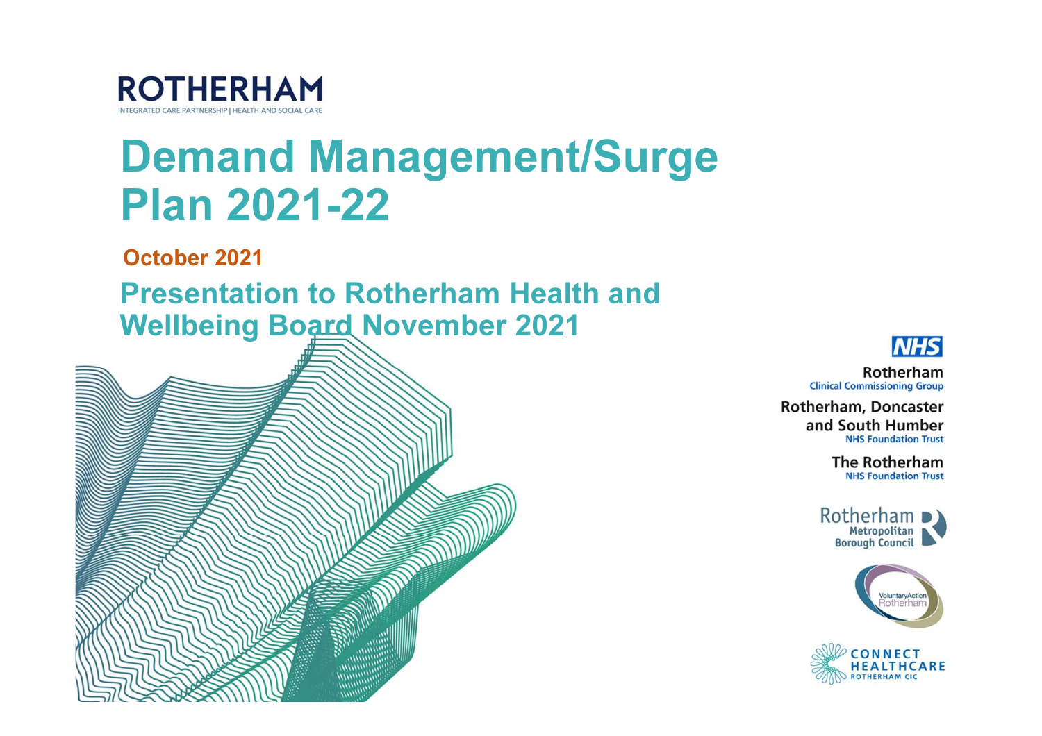**ROTHERHAM**
INTEGRATED CARE PARTNERSHIP | HEALTH AND SOCIAL CARE

# Demand Management/Surge Plan 2021-22

**October 2021**

## Presentation to Rotherham Health and Wellbeing Board November 2021

NHS
Rotherham
Clinical Commissioning Group

Rotherham, Doncaster and South Humber
NHS Foundation Trust

The Rotherham
NHS Foundation Trust

Rotherham Metropolitan Borough Council

VoluntaryAction Rotherham

CONNECT HEALTHCARE
ROTHERHAM CIC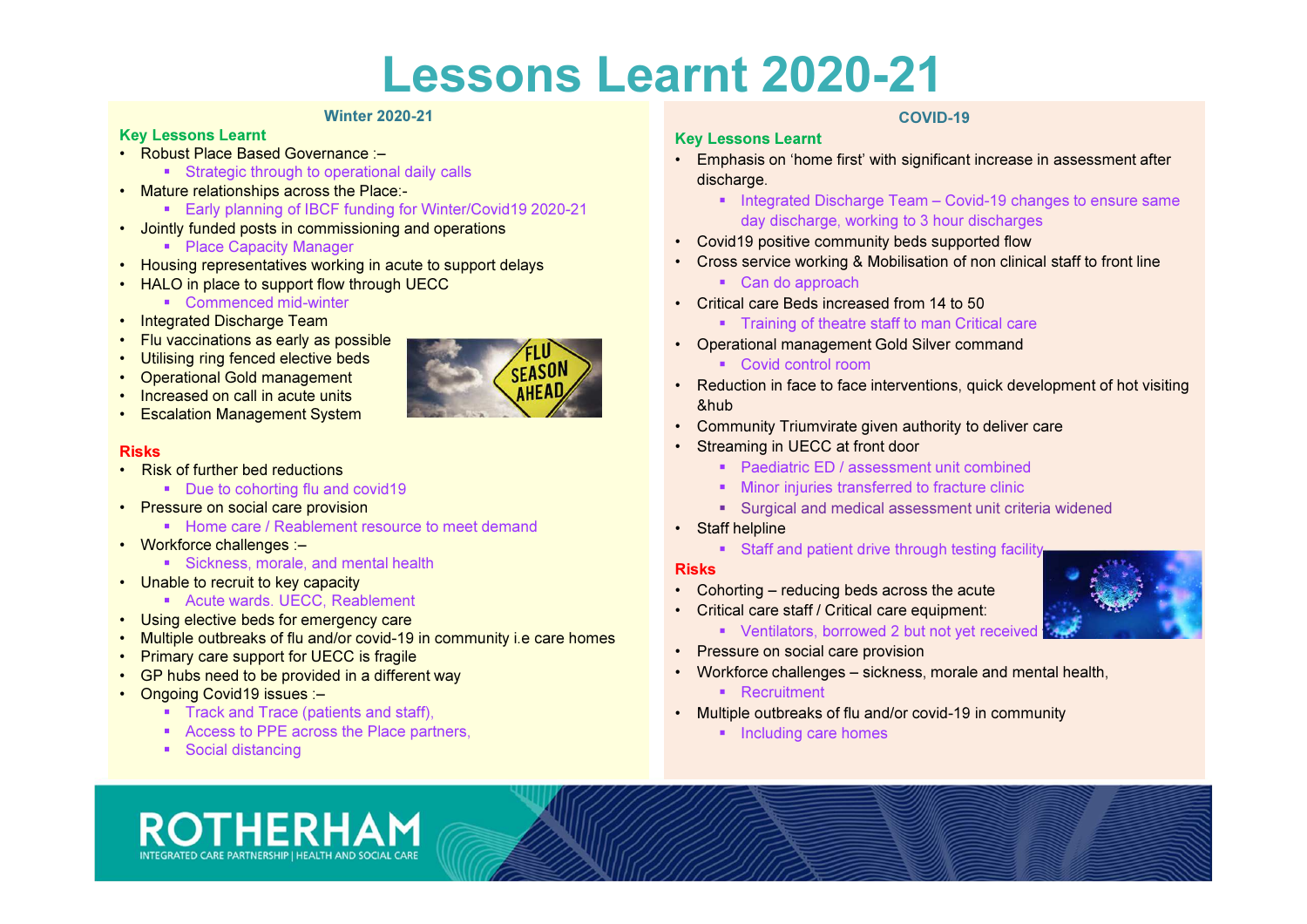# Lessons Learnt 2020-21

## Winter 2020-21

### Key Lessons Learnt

- Robust Place Based Governance :–
  - Strategic through to operational daily calls
- Mature relationships across the Place:-
  - Early planning of IBCF funding for Winter/Covid19 2020-21
- Jointly funded posts in commissioning and operations
  - Place Capacity Manager
- Housing representatives working in acute to support delays
- HALO in place to support flow through UECC
  - Commenced mid-winter
- Integrated Discharge Team
- Flu vaccinations as early as possible
- Utilising ring fenced elective beds
- Operational Gold management
- Increased on call in acute units
- Escalation Management System

### Risks

- Risk of further bed reductions
  - Due to cohorting flu and covid19
- Pressure on social care provision
  - Home care / Reablement resource to meet demand
- Workforce challenges :–
  - Sickness, morale, and mental health
- Unable to recruit to key capacity
  - Acute wards. UECC, Reablement
- Using elective beds for emergency care
- Multiple outbreaks of flu and/or covid-19 in community i.e care homes
- Primary care support for UECC is fragile
- GP hubs need to be provided in a different way
- Ongoing Covid19 issues :–
  - Track and Trace (patients and staff),
  - Access to PPE across the Place partners,
  - Social distancing

## COVID-19

### Key Lessons Learnt

- Emphasis on 'home first' with significant increase in assessment after discharge.
  - Integrated Discharge Team – Covid-19 changes to ensure same day discharge, working to 3 hour discharges
- Covid19 positive community beds supported flow
- Cross service working & Mobilisation of non clinical staff to front line
  - Can do approach
- Critical care Beds increased from 14 to 50
  - Training of theatre staff to man Critical care
- Operational management Gold Silver command
  - Covid control room
- Reduction in face to face interventions, quick development of hot visiting &hub
- Community Triumvirate given authority to deliver care
- Streaming in UECC at front door
  - Paediatric ED / assessment unit combined
  - Minor injuries transferred to fracture clinic
  - Surgical and medical assessment unit criteria widened
- Staff helpline
  - Staff and patient drive through testing facility

### Risks

- Cohorting – reducing beds across the acute
- Critical care staff / Critical care equipment:
  - Ventilators, borrowed 2 but not yet received
- Pressure on social care provision
- Workforce challenges – sickness, morale and mental health,
  - Recruitment
- Multiple outbreaks of flu and/or covid-19 in community
  - Including care homes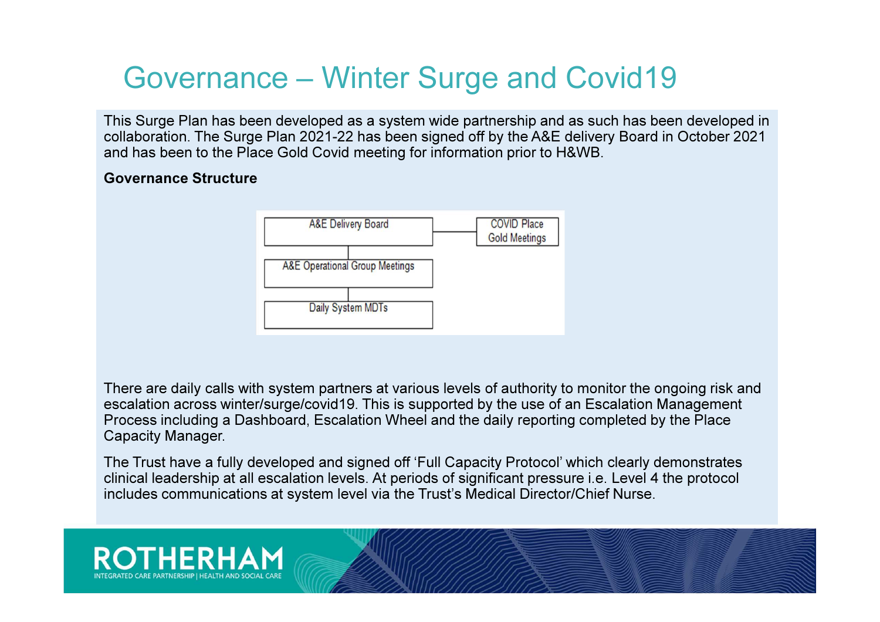# Governance – Winter Surge and Covid19

This Surge Plan has been developed as a system wide partnership and as such has been developed in collaboration. The Surge Plan 2021-22 has been signed off by the A&E delivery Board in October 2021 and has been to the Place Gold Covid meeting for information prior to H&WB.

**Governance Structure**

A&E Delivery Board — COVID Place Gold Meetings

A&E Operational Group Meetings

Daily System MDTs

There are daily calls with system partners at various levels of authority to monitor the ongoing risk and escalation across winter/surge/covid19. This is supported by the use of an Escalation Management Process including a Dashboard, Escalation Wheel and the daily reporting completed by the Place Capacity Manager.

The Trust have a fully developed and signed off 'Full Capacity Protocol' which clearly demonstrates clinical leadership at all escalation levels. At periods of significant pressure i.e. Level 4 the protocol includes communications at system level via the Trust's Medical Director/Chief Nurse.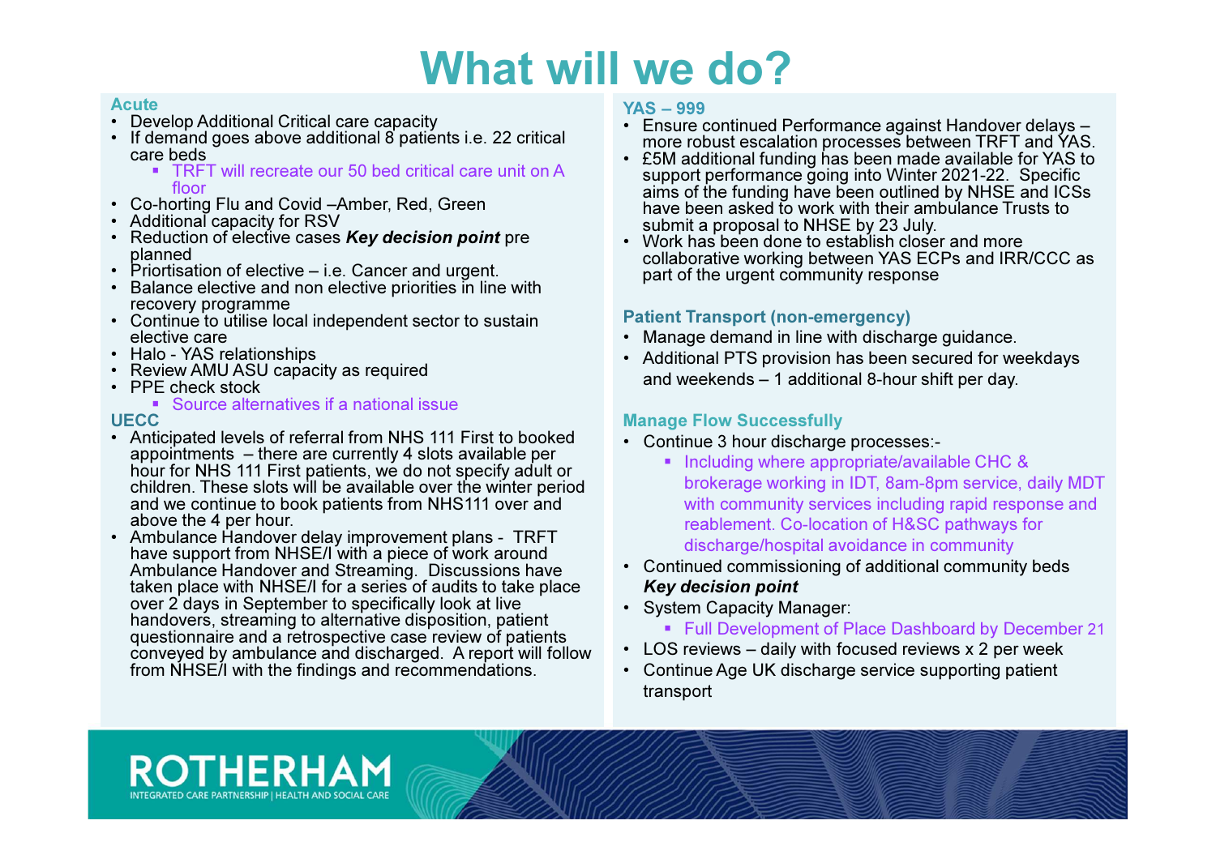# What will we do?

### Acute

- Develop Additional Critical care capacity
- If demand goes above additional 8 patients i.e. 22 critical care beds
  - TRFT will recreate our 50 bed critical care unit on A floor
- Co-horting Flu and Covid –Amber, Red, Green
- Additional capacity for RSV
- Reduction of elective cases ***Key decision point*** pre planned
- Priortisation of elective – i.e. Cancer and urgent.
- Balance elective and non elective priorities in line with recovery programme
- Continue to utilise local independent sector to sustain elective care
- Halo - YAS relationships
- Review AMU ASU capacity as required
- PPE check stock
  - Source alternatives if a national issue

### UECC

- Anticipated levels of referral from NHS 111 First to booked appointments – there are currently 4 slots available per hour for NHS 111 First patients, we do not specify adult or children. These slots will be available over the winter period and we continue to book patients from NHS111 over and above the 4 per hour.
- Ambulance Handover delay improvement plans - TRFT have support from NHSE/I with a piece of work around Ambulance Handover and Streaming. Discussions have taken place with NHSE/I for a series of audits to take place over 2 days in September to specifically look at live handovers, streaming to alternative disposition, patient questionnaire and a retrospective case review of patients conveyed by ambulance and discharged. A report will follow from NHSE/I with the findings and recommendations.

### YAS – 999

- Ensure continued Performance against Handover delays – more robust escalation processes between TRFT and YAS.
- £5M additional funding has been made available for YAS to support performance going into Winter 2021-22. Specific aims of the funding have been outlined by NHSE and ICSs have been asked to work with their ambulance Trusts to submit a proposal to NHSE by 23 July.
- Work has been done to establish closer and more collaborative working between YAS ECPs and IRR/CCC as part of the urgent community response

### Patient Transport (non-emergency)

- Manage demand in line with discharge guidance.
- Additional PTS provision has been secured for weekdays and weekends – 1 additional 8-hour shift per day.

### Manage Flow Successfully

- Continue 3 hour discharge processes:-
  - Including where appropriate/available CHC & brokerage working in IDT, 8am-8pm service, daily MDT with community services including rapid response and reablement. Co-location of H&SC pathways for discharge/hospital avoidance in community
- Continued commissioning of additional community beds ***Key decision point***
- System Capacity Manager:
  - Full Development of Place Dashboard by December 21
- LOS reviews – daily with focused reviews x 2 per week
- Continue Age UK discharge service supporting patient transport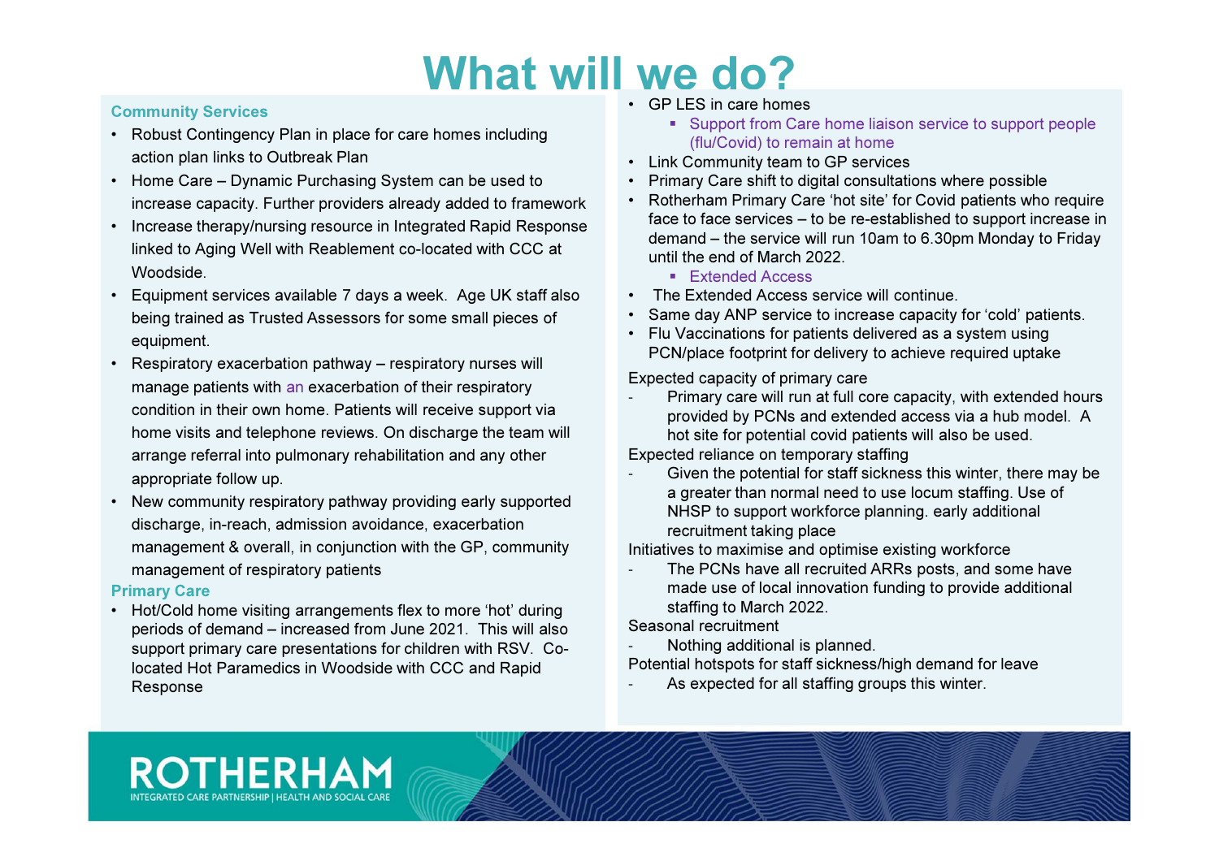# What will we do?

### Community Services

- Robust Contingency Plan in place for care homes including action plan links to Outbreak Plan
- Home Care – Dynamic Purchasing System can be used to increase capacity. Further providers already added to framework
- Increase therapy/nursing resource in Integrated Rapid Response linked to Aging Well with Reablement co-located with CCC at Woodside.
- Equipment services available 7 days a week. Age UK staff also being trained as Trusted Assessors for some small pieces of equipment.
- Respiratory exacerbation pathway – respiratory nurses will manage patients with an exacerbation of their respiratory condition in their own home. Patients will receive support via home visits and telephone reviews. On discharge the team will arrange referral into pulmonary rehabilitation and any other appropriate follow up.
- New community respiratory pathway providing early supported discharge, in-reach, admission avoidance, exacerbation management & overall, in conjunction with the GP, community management of respiratory patients

### Primary Care

- Hot/Cold home visiting arrangements flex to more 'hot' during periods of demand – increased from June 2021. This will also support primary care presentations for children with RSV. Co-located Hot Paramedics in Woodside with CCC and Rapid Response
- GP LES in care homes
  - Support from Care home liaison service to support people (flu/Covid) to remain at home
- Link Community team to GP services
- Primary Care shift to digital consultations where possible
- Rotherham Primary Care 'hot site' for Covid patients who require face to face services – to be re-established to support increase in demand – the service will run 10am to 6.30pm Monday to Friday until the end of March 2022.
  - Extended Access
- The Extended Access service will continue.
- Same day ANP service to increase capacity for 'cold' patients.
- Flu Vaccinations for patients delivered as a system using PCN/place footprint for delivery to achieve required uptake

Expected capacity of primary care

- Primary care will run at full core capacity, with extended hours provided by PCNs and extended access via a hub model. A hot site for potential covid patients will also be used.

Expected reliance on temporary staffing

- Given the potential for staff sickness this winter, there may be a greater than normal need to use locum staffing. Use of NHSP to support workforce planning. early additional recruitment taking place

Initiatives to maximise and optimise existing workforce

- The PCNs have all recruited ARRs posts, and some have made use of local innovation funding to provide additional staffing to March 2022.

Seasonal recruitment

- Nothing additional is planned.

Potential hotspots for staff sickness/high demand for leave

- As expected for all staffing groups this winter.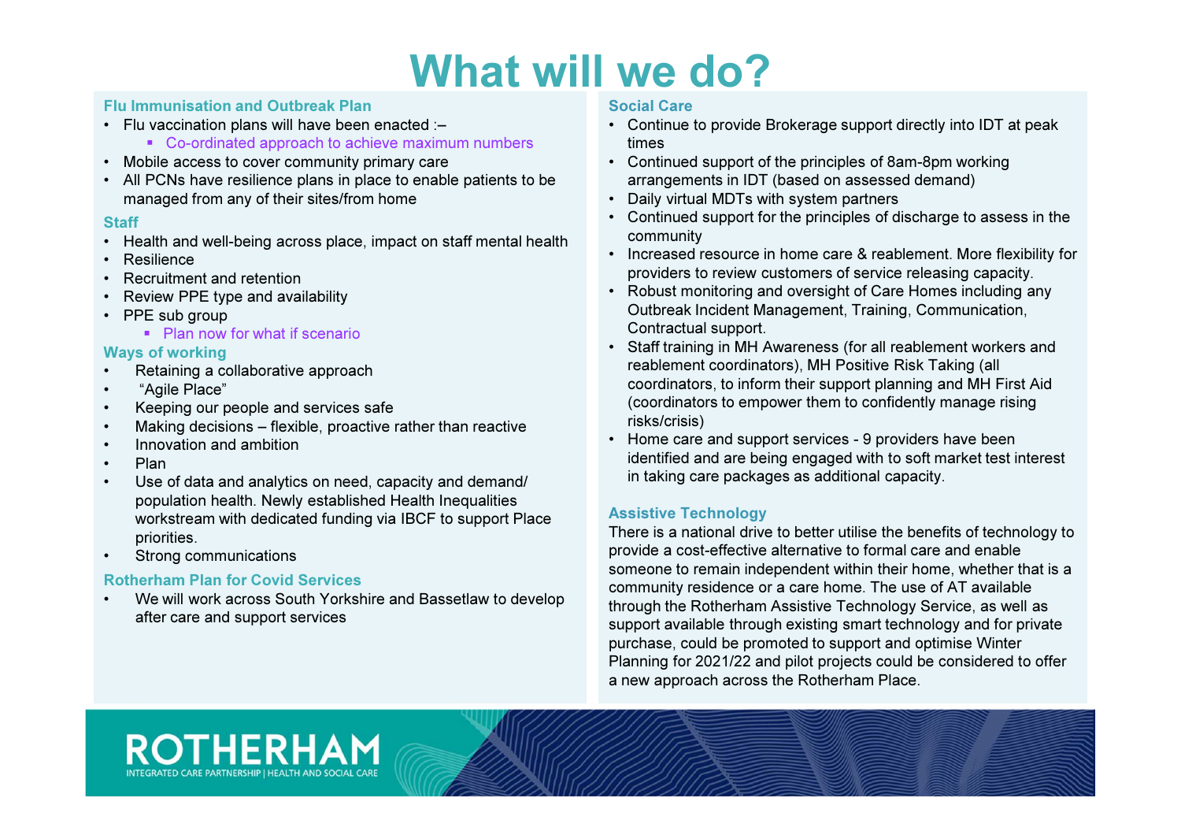# What will we do?

### Flu Immunisation and Outbreak Plan

- Flu vaccination plans will have been enacted :–
  - Co-ordinated approach to achieve maximum numbers
- Mobile access to cover community primary care
- All PCNs have resilience plans in place to enable patients to be managed from any of their sites/from home

### Staff

- Health and well-being across place, impact on staff mental health
- Resilience
- Recruitment and retention
- Review PPE type and availability
- PPE sub group
  - Plan now for what if scenario

### Ways of working

- Retaining a collaborative approach
- "Agile Place"
- Keeping our people and services safe
- Making decisions – flexible, proactive rather than reactive
- Innovation and ambition
- Plan
- Use of data and analytics on need, capacity and demand/ population health. Newly established Health Inequalities workstream with dedicated funding via IBCF to support Place priorities.
- Strong communications

### Rotherham Plan for Covid Services

- We will work across South Yorkshire and Bassetlaw to develop after care and support services

### Social Care

- Continue to provide Brokerage support directly into IDT at peak times
- Continued support of the principles of 8am-8pm working arrangements in IDT (based on assessed demand)
- Daily virtual MDTs with system partners
- Continued support for the principles of discharge to assess in the community
- Increased resource in home care & reablement. More flexibility for providers to review customers of service releasing capacity.
- Robust monitoring and oversight of Care Homes including any Outbreak Incident Management, Training, Communication, Contractual support.
- Staff training in MH Awareness (for all reablement workers and reablement coordinators), MH Positive Risk Taking (all coordinators, to inform their support planning and MH First Aid (coordinators to empower them to confidently manage rising risks/crisis)
- Home care and support services - 9 providers have been identified and are being engaged with to soft market test interest in taking care packages as additional capacity.

### Assistive Technology

There is a national drive to better utilise the benefits of technology to provide a cost-effective alternative to formal care and enable someone to remain independent within their home, whether that is a community residence or a care home. The use of AT available through the Rotherham Assistive Technology Service, as well as support available through existing smart technology and for private purchase, could be promoted to support and optimise Winter Planning for 2021/22 and pilot projects could be considered to offer a new approach across the Rotherham Place.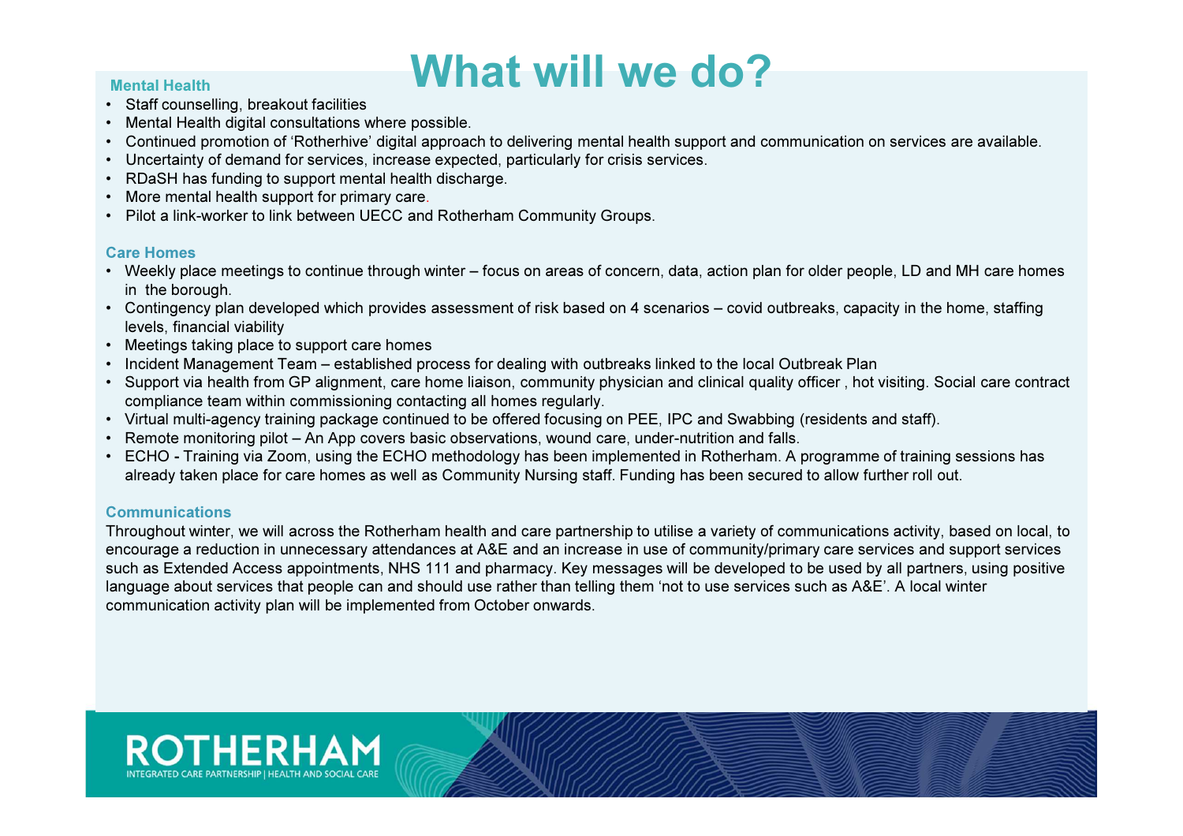# What will we do?

### Mental Health

- Staff counselling, breakout facilities
- Mental Health digital consultations where possible.
- Continued promotion of 'Rotherhive' digital approach to delivering mental health support and communication on services are available.
- Uncertainty of demand for services, increase expected, particularly for crisis services.
- RDaSH has funding to support mental health discharge.
- More mental health support for primary care.
- Pilot a link-worker to link between UECC and Rotherham Community Groups.

### Care Homes

- Weekly place meetings to continue through winter – focus on areas of concern, data, action plan for older people, LD and MH care homes in the borough.
- Contingency plan developed which provides assessment of risk based on 4 scenarios – covid outbreaks, capacity in the home, staffing levels, financial viability
- Meetings taking place to support care homes
- Incident Management Team – established process for dealing with outbreaks linked to the local Outbreak Plan
- Support via health from GP alignment, care home liaison, community physician and clinical quality officer , hot visiting. Social care contract compliance team within commissioning contacting all homes regularly.
- Virtual multi-agency training package continued to be offered focusing on PEE, IPC and Swabbing (residents and staff).
- Remote monitoring pilot – An App covers basic observations, wound care, under-nutrition and falls.
- ECHO - Training via Zoom, using the ECHO methodology has been implemented in Rotherham. A programme of training sessions has already taken place for care homes as well as Community Nursing staff. Funding has been secured to allow further roll out.

### Communications

Throughout winter, we will across the Rotherham health and care partnership to utilise a variety of communications activity, based on local, to encourage a reduction in unnecessary attendances at A&E and an increase in use of community/primary care services and support services such as Extended Access appointments, NHS 111 and pharmacy. Key messages will be developed to be used by all partners, using positive language about services that people can and should use rather than telling them 'not to use services such as A&E'. A local winter communication activity plan will be implemented from October onwards.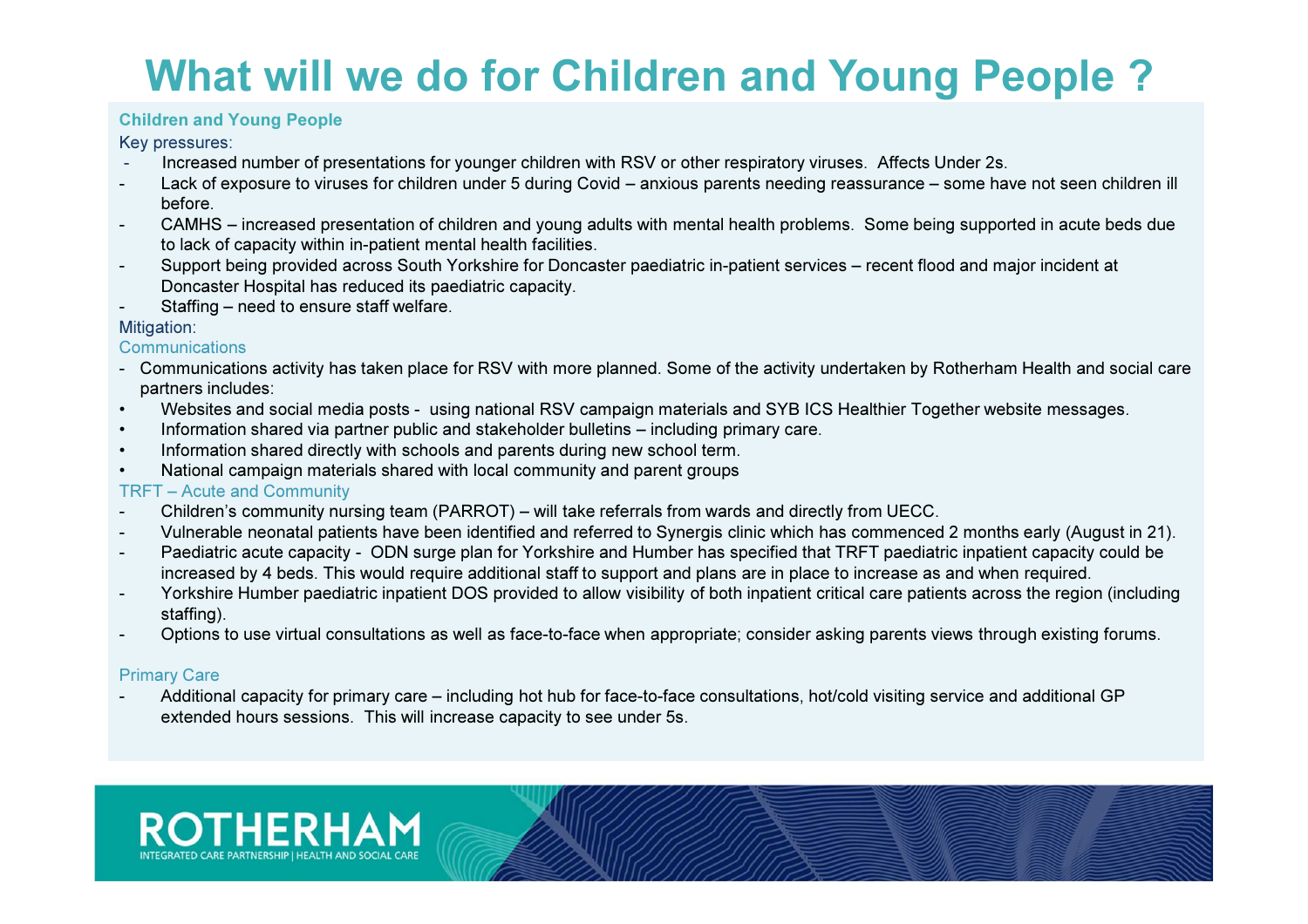# What will we do for Children and Young People ?

### Children and Young People

Key pressures:

- Increased number of presentations for younger children with RSV or other respiratory viruses. Affects Under 2s.
- Lack of exposure to viruses for children under 5 during Covid – anxious parents needing reassurance – some have not seen children ill before.
- CAMHS – increased presentation of children and young adults with mental health problems. Some being supported in acute beds due to lack of capacity within in-patient mental health facilities.
- Support being provided across South Yorkshire for Doncaster paediatric in-patient services – recent flood and major incident at Doncaster Hospital has reduced its paediatric capacity.
- Staffing – need to ensure staff welfare.

Mitigation:

Communications

- Communications activity has taken place for RSV with more planned. Some of the activity undertaken by Rotherham Health and social care partners includes:
  - Websites and social media posts - using national RSV campaign materials and SYB ICS Healthier Together website messages.
  - Information shared via partner public and stakeholder bulletins – including primary care.
  - Information shared directly with schools and parents during new school term.
  - National campaign materials shared with local community and parent groups

TRFT – Acute and Community

- Children's community nursing team (PARROT) – will take referrals from wards and directly from UECC.
- Vulnerable neonatal patients have been identified and referred to Synergis clinic which has commenced 2 months early (August in 21).
- Paediatric acute capacity - ODN surge plan for Yorkshire and Humber has specified that TRFT paediatric inpatient capacity could be increased by 4 beds. This would require additional staff to support and plans are in place to increase as and when required.
- Yorkshire Humber paediatric inpatient DOS provided to allow visibility of both inpatient critical care patients across the region (including staffing).
- Options to use virtual consultations as well as face-to-face when appropriate; consider asking parents views through existing forums.

Primary Care

- Additional capacity for primary care – including hot hub for face-to-face consultations, hot/cold visiting service and additional GP extended hours sessions. This will increase capacity to see under 5s.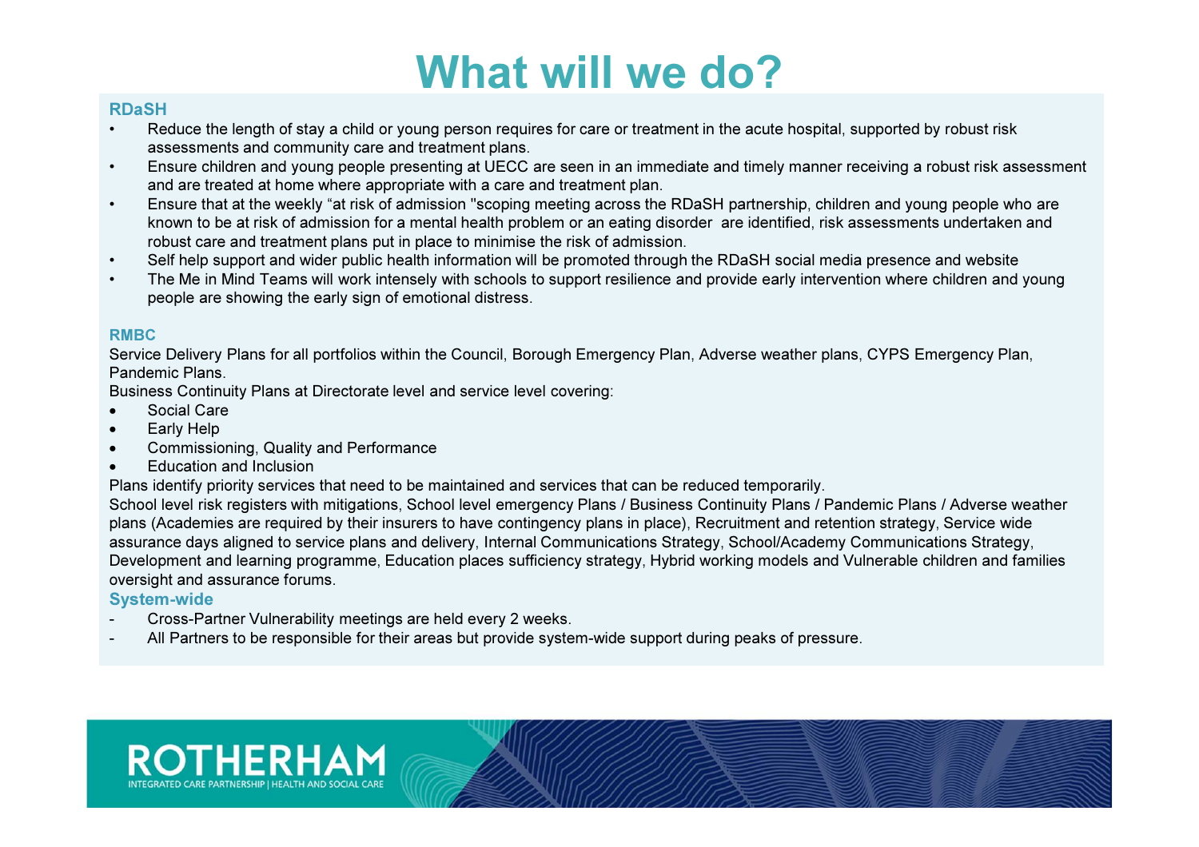# What will we do?

### RDaSH

- Reduce the length of stay a child or young person requires for care or treatment in the acute hospital, supported by robust risk assessments and community care and treatment plans.
- Ensure children and young people presenting at UECC are seen in an immediate and timely manner receiving a robust risk assessment and are treated at home where appropriate with a care and treatment plan.
- Ensure that at the weekly "at risk of admission "scoping meeting across the RDaSH partnership, children and young people who are known to be at risk of admission for a mental health problem or an eating disorder are identified, risk assessments undertaken and robust care and treatment plans put in place to minimise the risk of admission.
- Self help support and wider public health information will be promoted through the RDaSH social media presence and website
- The Me in Mind Teams will work intensely with schools to support resilience and provide early intervention where children and young people are showing the early sign of emotional distress.

### RMBC

Service Delivery Plans for all portfolios within the Council, Borough Emergency Plan, Adverse weather plans, CYPS Emergency Plan, Pandemic Plans.

Business Continuity Plans at Directorate level and service level covering:

- Social Care
- Early Help
- Commissioning, Quality and Performance
- Education and Inclusion

Plans identify priority services that need to be maintained and services that can be reduced temporarily.

School level risk registers with mitigations, School level emergency Plans / Business Continuity Plans / Pandemic Plans / Adverse weather plans (Academies are required by their insurers to have contingency plans in place), Recruitment and retention strategy, Service wide assurance days aligned to service plans and delivery, Internal Communications Strategy, School/Academy Communications Strategy, Development and learning programme, Education places sufficiency strategy, Hybrid working models and Vulnerable children and families oversight and assurance forums.

### System-wide

- Cross-Partner Vulnerability meetings are held every 2 weeks.
- All Partners to be responsible for their areas but provide system-wide support during peaks of pressure.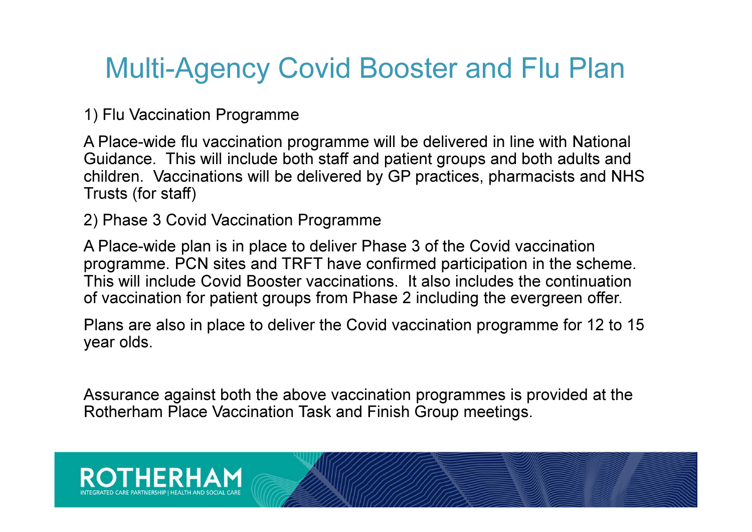# Multi-Agency Covid Booster and Flu Plan

1) Flu Vaccination Programme

A Place-wide flu vaccination programme will be delivered in line with National Guidance. This will include both staff and patient groups and both adults and children. Vaccinations will be delivered by GP practices, pharmacists and NHS Trusts (for staff)

2) Phase 3 Covid Vaccination Programme

A Place-wide plan is in place to deliver Phase 3 of the Covid vaccination programme. PCN sites and TRFT have confirmed participation in the scheme. This will include Covid Booster vaccinations. It also includes the continuation of vaccination for patient groups from Phase 2 including the evergreen offer.

Plans are also in place to deliver the Covid vaccination programme for 12 to 15 year olds.

Assurance against both the above vaccination programmes is provided at the Rotherham Place Vaccination Task and Finish Group meetings.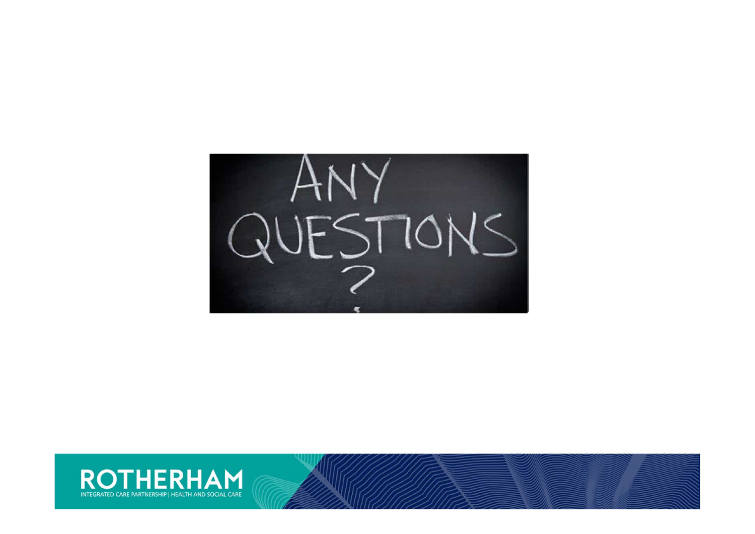ANY QUESTIONS ?

ROTHERHAM
INTEGRATED CARE PARTNERSHIP | HEALTH AND SOCIAL CARE